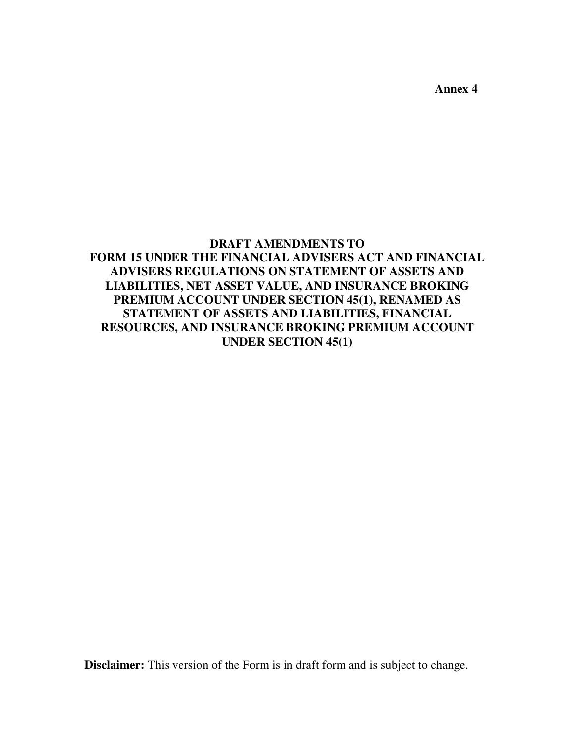**Annex 4**

# DRAFT AMENDMENTS TO FORM 15 UNDER THE FINANCIAL ADVISERS ACT AND FINANCIAL ADVISERS REGULATIONS ON STATEMENT OF ASSETS AND LIABILITIES, NET ASSET VALUE, AND INSURANCE BROKING PREMIUM ACCOUNT UNDER SECTION 45(1), RENAMED AS STATEMENT OF ASSETS AND LIABILITIES, FINANCIAL RESOURCES, AND INSURANCE BROKING PREMIUM ACCOUNT UNDER SECTION 45(1)

**Disclaimer:** This version of the Form is in draft form and is subject to change.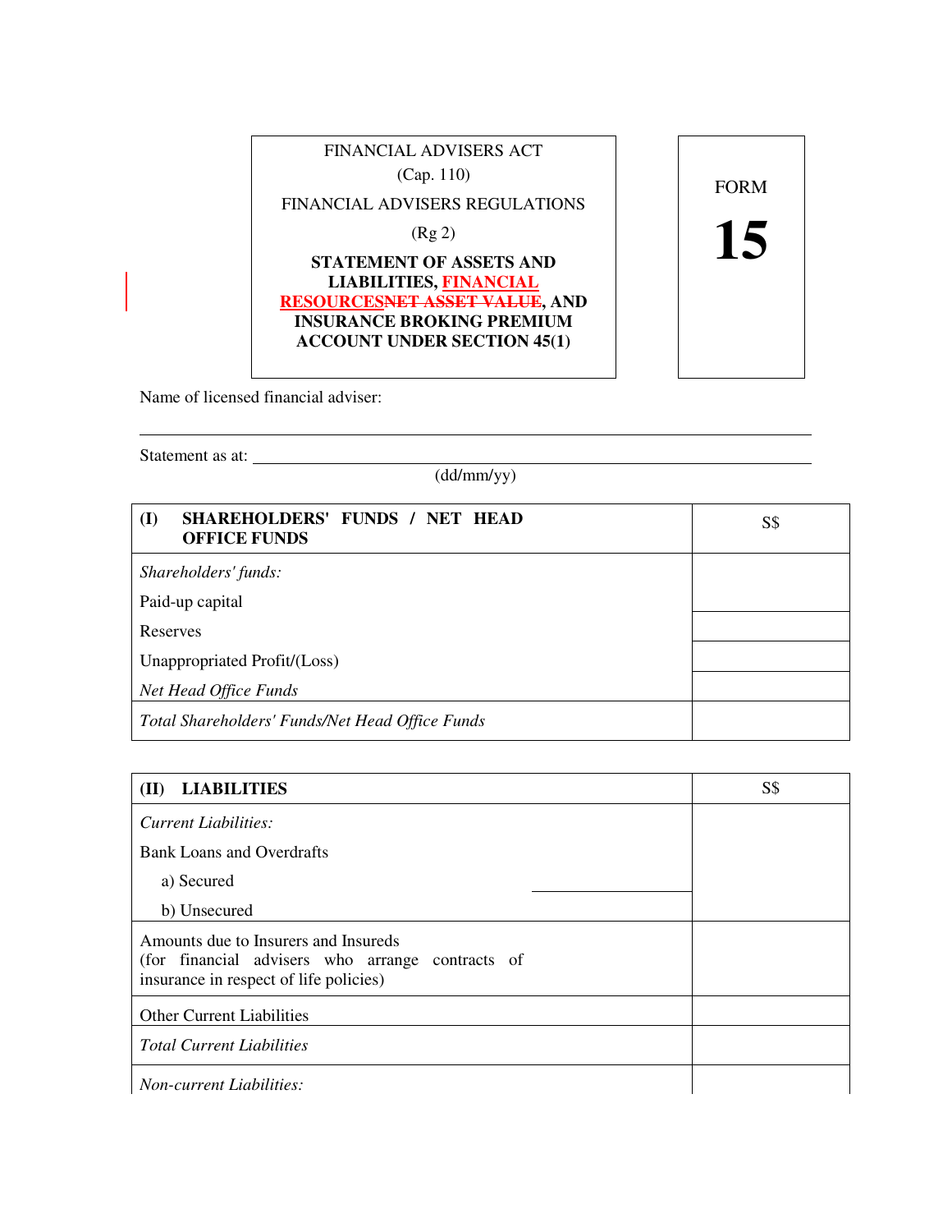FINANCIAL ADVISERS ACT
(Cap. 110)

FINANCIAL ADVISERS REGULATIONS
(Rg 2)

**STATEMENT OF ASSETS AND LIABILITIES, FINANCIAL RESOURCES~~NET ASSET VALUE~~, AND INSURANCE BROKING PREMIUM ACCOUNT UNDER SECTION 45(1)**

FORM **15**

Name of licensed financial adviser:

\_\_\_\_\_\_\_\_\_\_\_\_\_\_\_\_\_\_\_\_\_\_\_\_\_\_\_\_\_\_\_\_\_\_\_\_\_\_\_\_\_\_\_\_\_\_\_\_\_\_\_\_\_\_\_\_\_\_\_\_

Statement as at: \_\_\_\_\_\_\_\_\_\_\_\_\_\_\_\_\_\_\_\_\_\_\_\_\_\_\_\_\_\_\_\_\_\_\_\_\_\_\_\_\_\_\_\_\_\_
(dd/mm/yy)

| **(I) SHAREHOLDERS' FUNDS / NET HEAD OFFICE FUNDS** | S$ |
|---|---|
| *Shareholders' funds:* | |
| Paid-up capital | |
| Reserves | |
| Unappropriated Profit/(Loss) | |
| *Net Head Office Funds* | |
| *Total Shareholders' Funds/Net Head Office Funds* | |

| **(II) LIABILITIES** | S$ |
|---|---|
| *Current Liabilities:* | |
| Bank Loans and Overdrafts | |
| a) Secured | |
| b) Unsecured | |
| Amounts due to Insurers and Insureds (for financial advisers who arrange contracts of insurance in respect of life policies) | |
| Other Current Liabilities | |
| *Total Current Liabilities* | |
| *Non-current Liabilities:* | |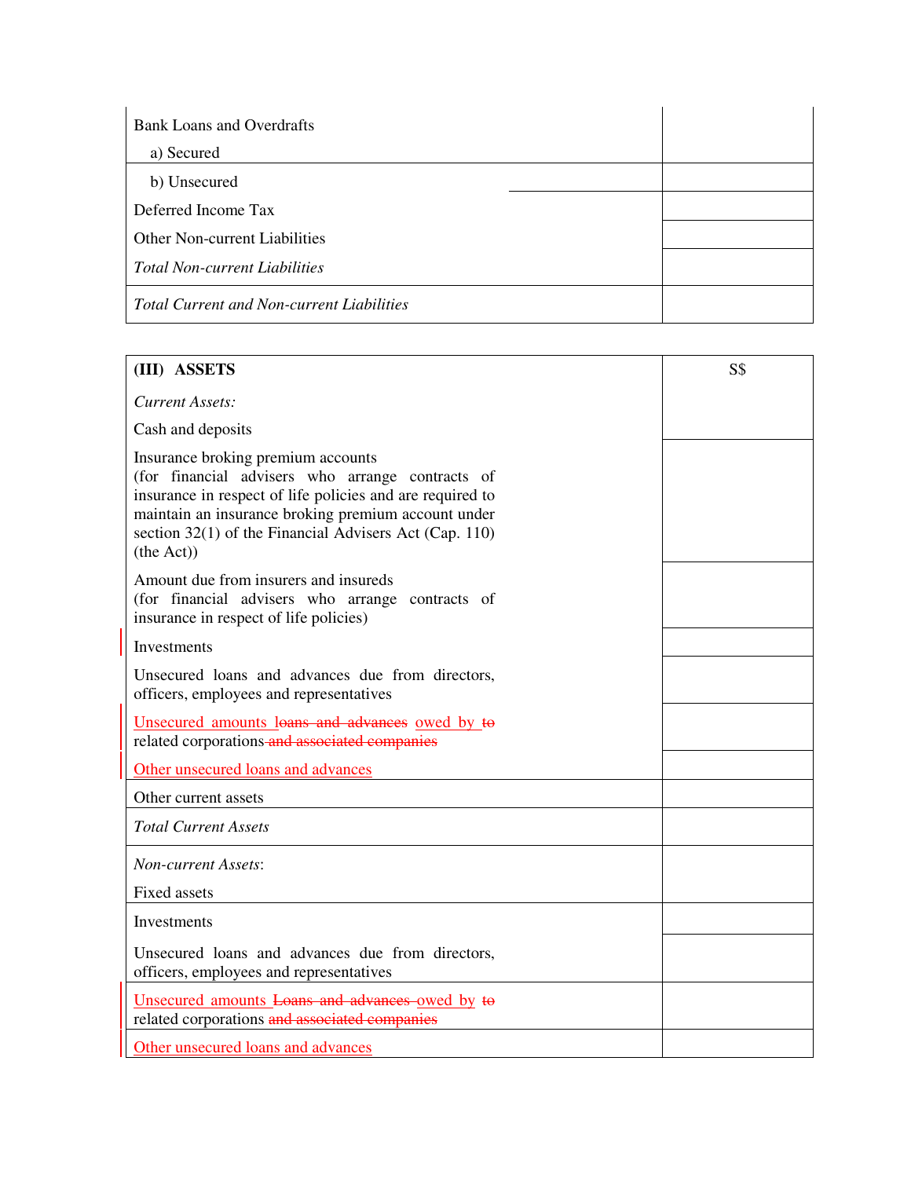| | |
|---|---|
| Bank Loans and Overdrafts<br>a) Secured | |
| b) Unsecured | |
| Deferred Income Tax | |
| Other Non-current Liabilities | |
| *Total Non-current Liabilities* | |
| *Total Current and Non-current Liabilities* | |

| **(III) ASSETS** | S$ |
|---|---|
| *Current Assets:*<br>Cash and deposits | |
| Insurance broking premium accounts<br>(for financial advisers who arrange contracts of insurance in respect of life policies and are required to maintain an insurance broking premium account under section 32(1) of the Financial Advisers Act (Cap. 110) (the Act)) | |
| Amount due from insurers and insureds<br>(for financial advisers who arrange contracts of insurance in respect of life policies) | |
| Investments | |
| Unsecured loans and advances due from directors, officers, employees and representatives | |
| Unsecured amounts ~~loans and advances~~ owed by ~~to~~ related corporations ~~and associated companies~~ | |
| Other unsecured loans and advances | |
| Other current assets | |
| *Total Current Assets* | |
| *Non-current Assets*:<br>Fixed assets | |
| Investments | |
| Unsecured loans and advances due from directors, officers, employees and representatives | |
| Unsecured amounts ~~Loans and advances~~ owed by ~~to~~ related corporations ~~and associated companies~~ | |
| Other unsecured loans and advances | |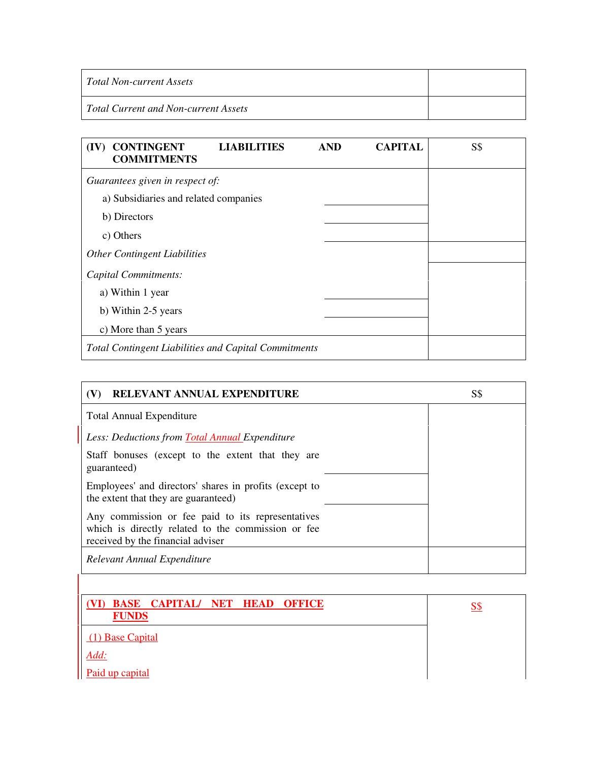| *Total Non-current Assets* | |
|---|---|
| *Total Current and Non-current Assets* | |

| **(IV) CONTINGENT LIABILITIES AND CAPITAL COMMITMENTS** | | S$ |
|---|---|---|
| *Guarantees given in respect of:* | | |
| a) Subsidiaries and related companies | | |
| b) Directors | | |
| c) Others | | |
| *Other Contingent Liabilities* | | |
| *Capital Commitments:* | | |
| a) Within 1 year | | |
| b) Within 2-5 years | | |
| c) More than 5 years | | |
| *Total Contingent Liabilities and Capital Commitments* | | |

| **(V) RELEVANT ANNUAL EXPENDITURE** | | S$ |
|---|---|---|
| Total Annual Expenditure | | |
| *Less: Deductions from Total Annual Expenditure* | | |
| Staff bonuses (except to the extent that they are guaranteed) | | |
| Employees' and directors' shares in profits (except to the extent that they are guaranteed) | | |
| Any commission or fee paid to its representatives which is directly related to the commission or fee received by the financial adviser | | |
| *Relevant Annual Expenditure* | | |

| **(VI) BASE CAPITAL/ NET HEAD OFFICE FUNDS** | S$ |
|---|---|
| (1) Base Capital | |
| *Add:* | |
| Paid up capital | |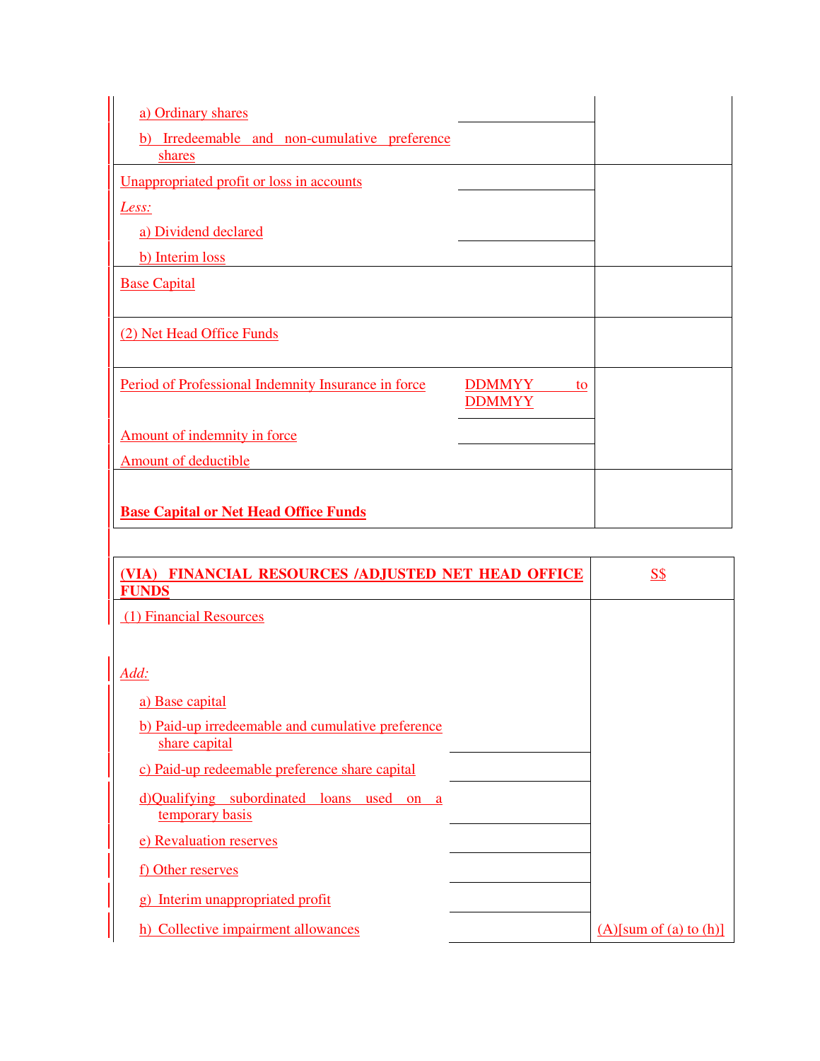| | | |
|---|---|---|
| a) Ordinary shares | | |
| b) Irredeemable and non-cumulative preference shares | | |
| Unappropriated profit or loss in accounts | | |
| *Less:* | | |
| a) Dividend declared | | |
| b) Interim loss | | |
| Base Capital | | |
| (2) Net Head Office Funds | | |
| Period of Professional Indemnity Insurance in force | DDMMYY to DDMMYY | |
| Amount of indemnity in force | | |
| Amount of deductible | | |
| **Base Capital or Net Head Office Funds** | | |

| **(VIA) FINANCIAL RESOURCES /ADJUSTED NET HEAD OFFICE FUNDS** | | S$ |
|---|---|---|
| (1) Financial Resources | | |
| *Add:* | | |
| a) Base capital | | |
| b) Paid-up irredeemable and cumulative preference share capital | | |
| c) Paid-up redeemable preference share capital | | |
| d) Qualifying subordinated loans used on a temporary basis | | |
| e) Revaluation reserves | | |
| f) Other reserves | | |
| g) Interim unappropriated profit | | |
| h) Collective impairment allowances | | (A)[sum of (a) to (h)] |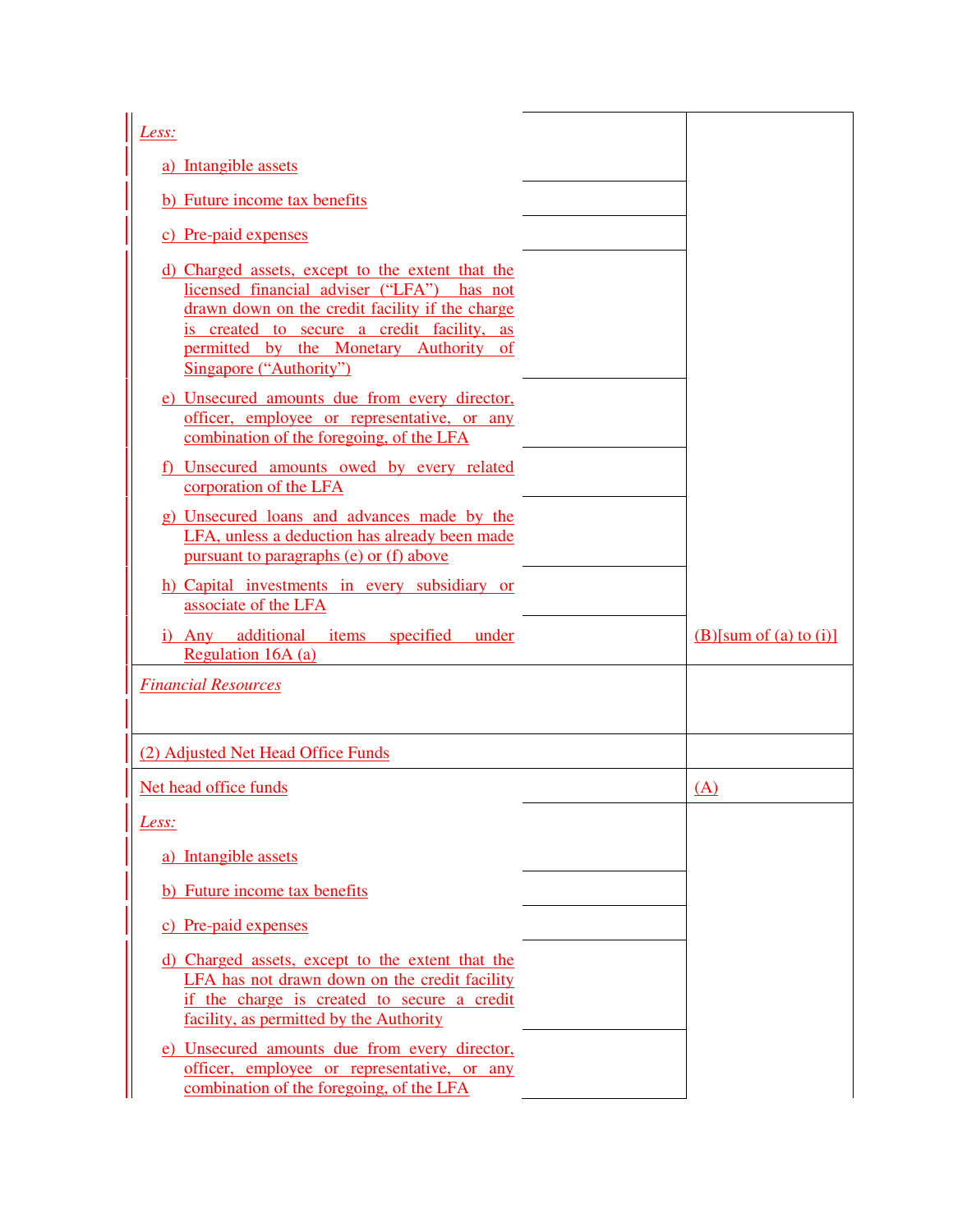| | | |
|---|---|---|
| *Less:* | | |
| a) Intangible assets | | |
| b) Future income tax benefits | | |
| c) Pre-paid expenses | | |
| d) Charged assets, except to the extent that the licensed financial adviser ("LFA") has not drawn down on the credit facility if the charge is created to secure a credit facility, as permitted by the Monetary Authority of Singapore ("Authority") | | |
| e) Unsecured amounts due from every director, officer, employee or representative, or any combination of the foregoing, of the LFA | | |
| f) Unsecured amounts owed by every related corporation of the LFA | | |
| g) Unsecured loans and advances made by the LFA, unless a deduction has already been made pursuant to paragraphs (e) or (f) above | | |
| h) Capital investments in every subsidiary or associate of the LFA | | |
| i) Any additional items specified under Regulation 16A (a) | | (B)[sum of (a) to (i)] |
| *Financial Resources* | | |
| (2) Adjusted Net Head Office Funds | | |
| Net head office funds | | (A) |
| *Less:* | | |
| a) Intangible assets | | |
| b) Future income tax benefits | | |
| c) Pre-paid expenses | | |
| d) Charged assets, except to the extent that the LFA has not drawn down on the credit facility if the charge is created to secure a credit facility, as permitted by the Authority | | |
| e) Unsecured amounts due from every director, officer, employee or representative, or any combination of the foregoing, of the LFA | | |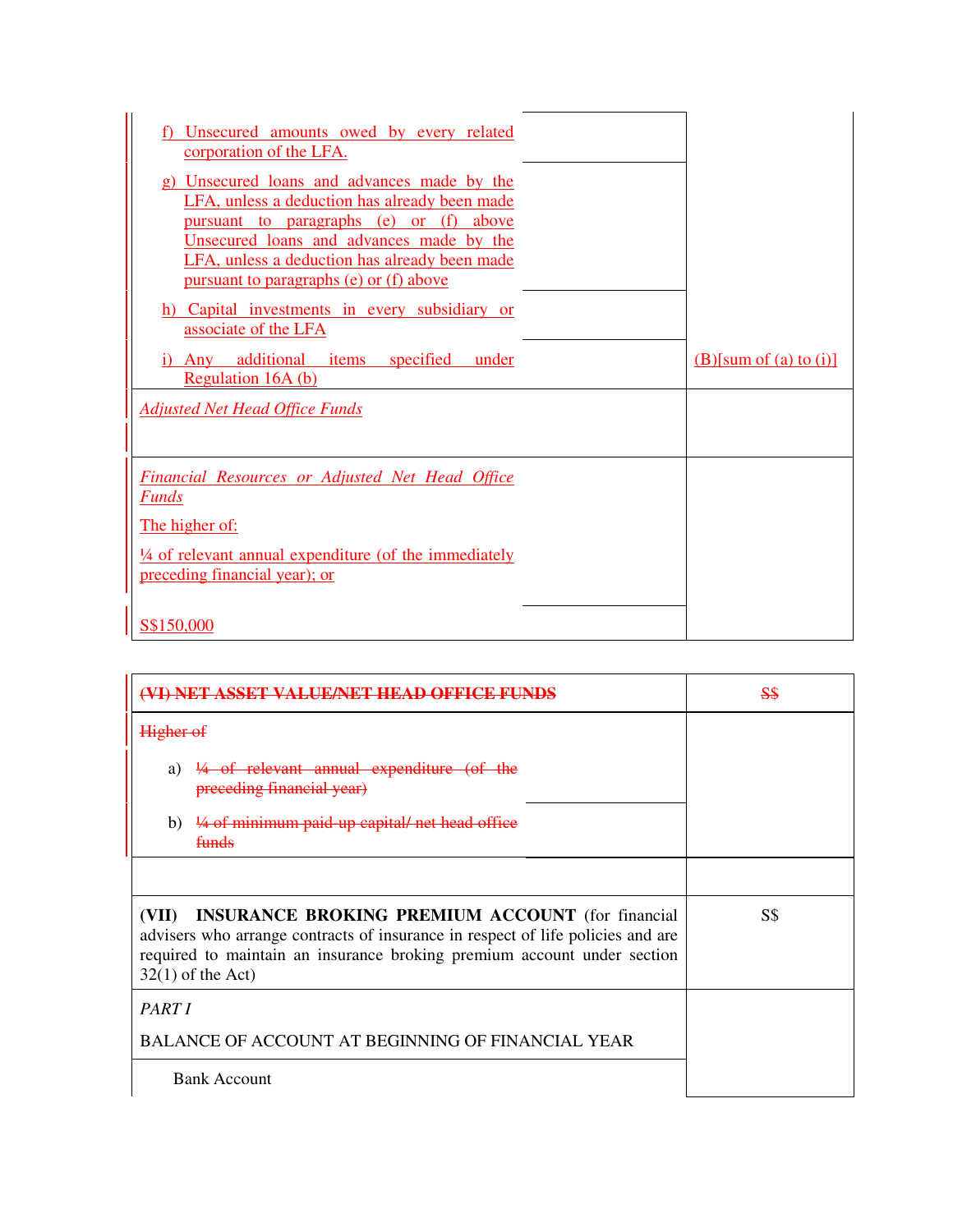| | | |
|---|---|---|
| f) Unsecured amounts owed by every related corporation of the LFA. | | |
| g) Unsecured loans and advances made by the LFA, unless a deduction has already been made pursuant to paragraphs (e) or (f) above Unsecured loans and advances made by the LFA, unless a deduction has already been made pursuant to paragraphs (e) or (f) above | | |
| h) Capital investments in every subsidiary or associate of the LFA | | |
| i) Any additional items specified under Regulation 16A (b) | | (B)[sum of (a) to (i)] |
| *Adjusted Net Head Office Funds* | | |
| *Financial Resources or Adjusted Net Head Office Funds*<br>The higher of:<br>¼ of relevant annual expenditure (of the immediately preceding financial year); or | | |
| S$150,000 | | |

| | |
|---|---|
| ~~(VI) NET ASSET VALUE/NET HEAD OFFICE FUNDS~~ | ~~S$~~ |
| ~~Higher of~~<br>a) ~~¼ of relevant annual expenditure (of the preceding financial year)~~<br>b) ~~¼ of minimum paid-up capital/ net head office funds~~ | |
| | |
| **(VII) INSURANCE BROKING PREMIUM ACCOUNT** (for financial advisers who arrange contracts of insurance in respect of life policies and are required to maintain an insurance broking premium account under section 32(1) of the Act) | S$ |
| *PART I*<br>BALANCE OF ACCOUNT AT BEGINNING OF FINANCIAL YEAR | |
| Bank Account | |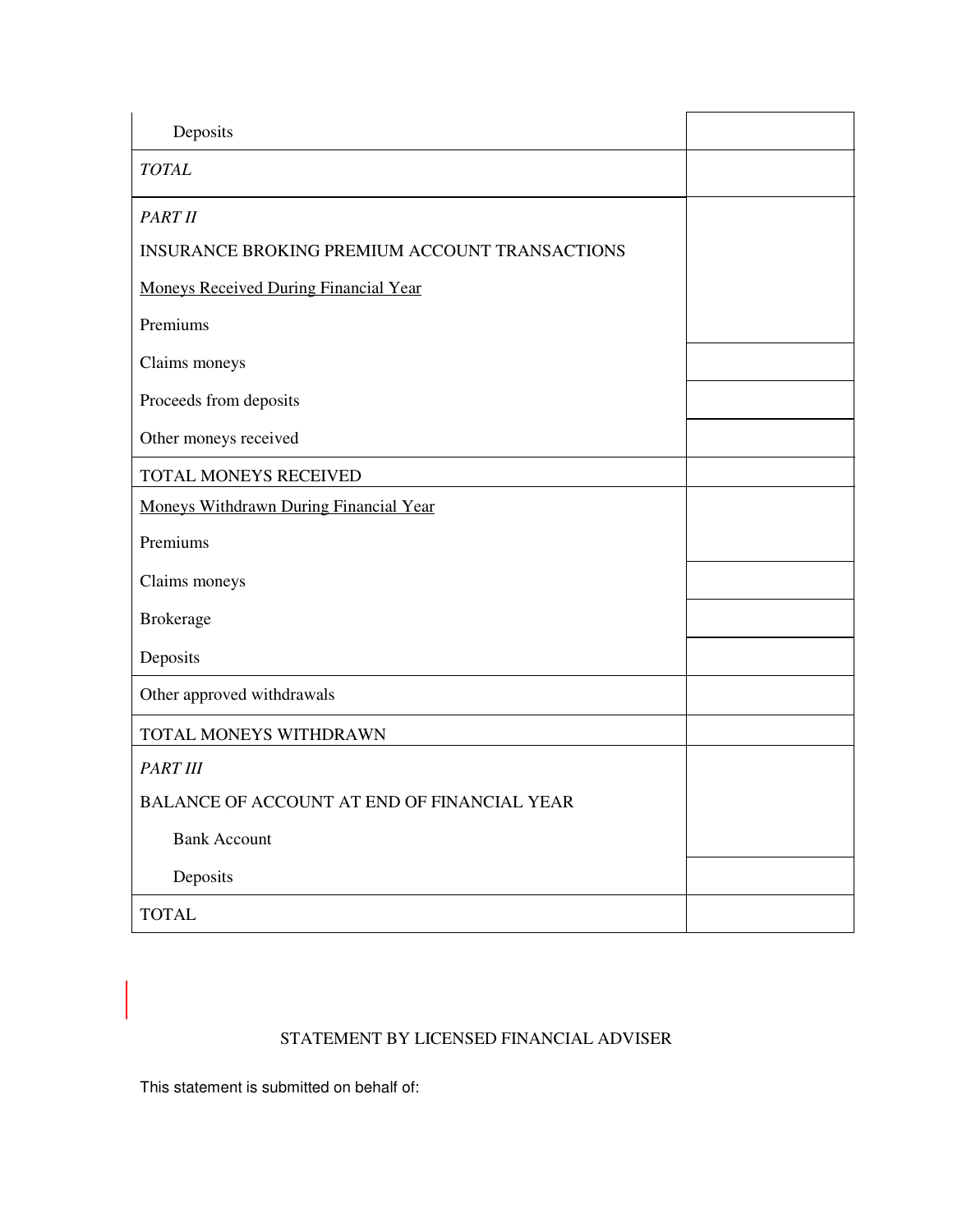| | |
|---|---|
| Deposits | |
| *TOTAL* | |
| *PART II*<br>INSURANCE BROKING PREMIUM ACCOUNT TRANSACTIONS<br><u>Moneys Received During Financial Year</u><br>Premiums | |
| Claims moneys | |
| Proceeds from deposits | |
| Other moneys received | |
| TOTAL MONEYS RECEIVED | |
| <u>Moneys Withdrawn During Financial Year</u><br>Premiums | |
| Claims moneys | |
| Brokerage | |
| Deposits | |
| Other approved withdrawals | |
| TOTAL MONEYS WITHDRAWN | |
| *PART III*<br>BALANCE OF ACCOUNT AT END OF FINANCIAL YEAR<br>Bank Account | |
| Deposits | |
| TOTAL | |

STATEMENT BY LICENSED FINANCIAL ADVISER

This statement is submitted on behalf of: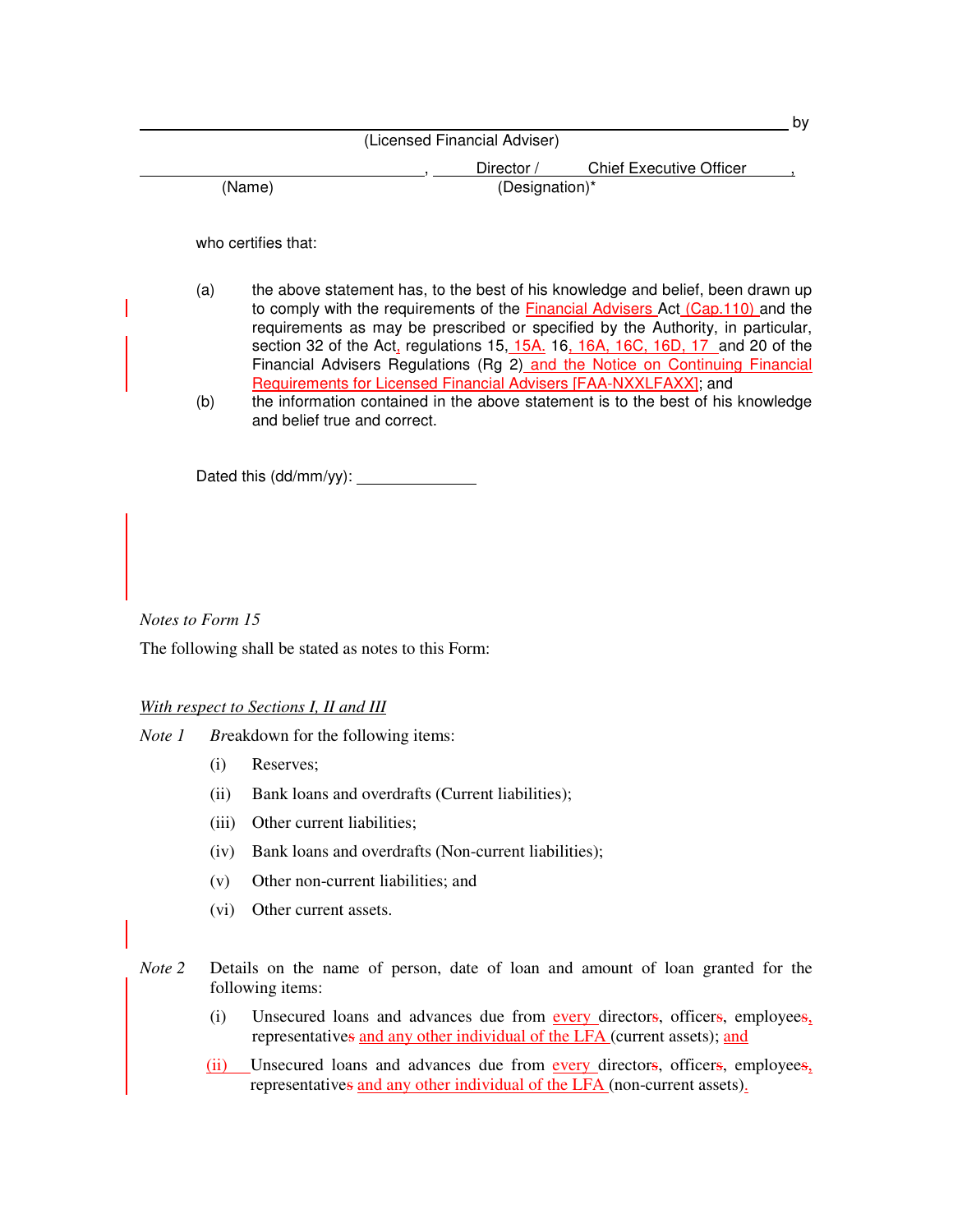______________________________________________________________ by
(Licensed Financial Adviser)

______________________________, Director / Chief Executive Officer,
(Name) (Designation)*

who certifies that:

(a) the above statement has, to the best of his knowledge and belief, been drawn up to comply with the requirements of the Financial Advisers Act (Cap.110) and the requirements as may be prescribed or specified by the Authority, in particular, section 32 of the Act, regulations 15, 15A. 16, 16A, 16C, 16D, 17 and 20 of the Financial Advisers Regulations (Rg 2) and the Notice on Continuing Financial Requirements for Licensed Financial Advisers [FAA-NXXLFAXX]; and

(b) the information contained in the above statement is to the best of his knowledge and belief true and correct.

Dated this (dd/mm/yy): ______________

*Notes to Form 15*

The following shall be stated as notes to this Form:

*With respect to Sections I, II and III*

*Note 1* Breakdown for the following items:

(i) Reserves;

(ii) Bank loans and overdrafts (Current liabilities);

(iii) Other current liabilities;

(iv) Bank loans and overdrafts (Non-current liabilities);

(v) Other non-current liabilities; and

(vi) Other current assets.

*Note 2* Details on the name of person, date of loan and amount of loan granted for the following items:

(i) Unsecured loans and advances due from every directors, officers, employees, representatives and any other individual of the LFA (current assets); and

(ii) Unsecured loans and advances due from every directors, officers, employees, representatives and any other individual of the LFA (non-current assets).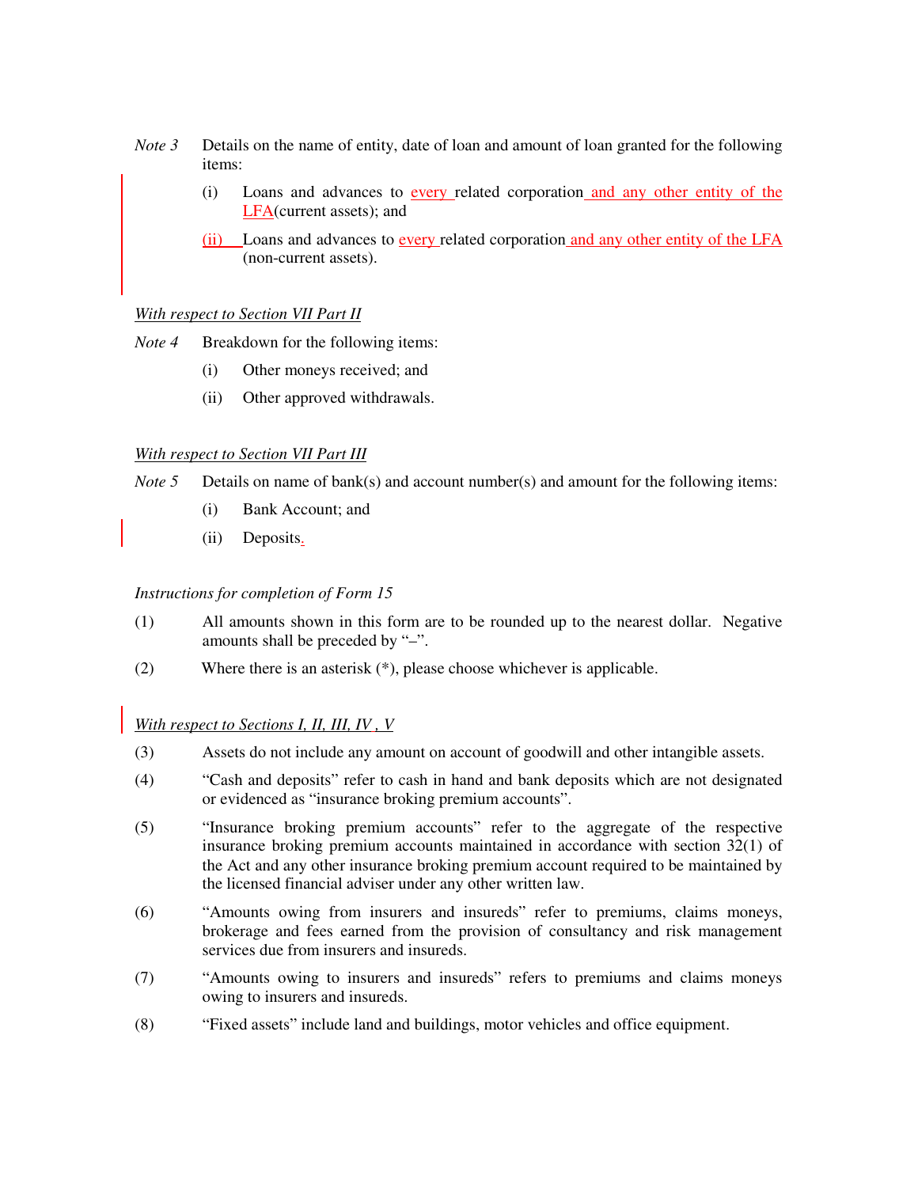*Note 3* Details on the name of entity, date of loan and amount of loan granted for the following items:

(i) Loans and advances to every related corporation and any other entity of the LFA(current assets); and

(ii) Loans and advances to every related corporation and any other entity of the LFA (non-current assets).

*With respect to Section VII Part II*

*Note 4* Breakdown for the following items:

(i) Other moneys received; and

(ii) Other approved withdrawals.

*With respect to Section VII Part III*

*Note 5* Details on name of bank(s) and account number(s) and amount for the following items:

(i) Bank Account; and

(ii) Deposits.

*Instructions for completion of Form 15*

(1) All amounts shown in this form are to be rounded up to the nearest dollar. Negative amounts shall be preceded by "–".

(2) Where there is an asterisk (*), please choose whichever is applicable.

*With respect to Sections I, II, III, IV , V*

(3) Assets do not include any amount on account of goodwill and other intangible assets.

(4) "Cash and deposits" refer to cash in hand and bank deposits which are not designated or evidenced as "insurance broking premium accounts".

(5) "Insurance broking premium accounts" refer to the aggregate of the respective insurance broking premium accounts maintained in accordance with section 32(1) of the Act and any other insurance broking premium account required to be maintained by the licensed financial adviser under any other written law.

(6) "Amounts owing from insurers and insureds" refer to premiums, claims moneys, brokerage and fees earned from the provision of consultancy and risk management services due from insurers and insureds.

(7) "Amounts owing to insurers and insureds" refers to premiums and claims moneys owing to insurers and insureds.

(8) "Fixed assets" include land and buildings, motor vehicles and office equipment.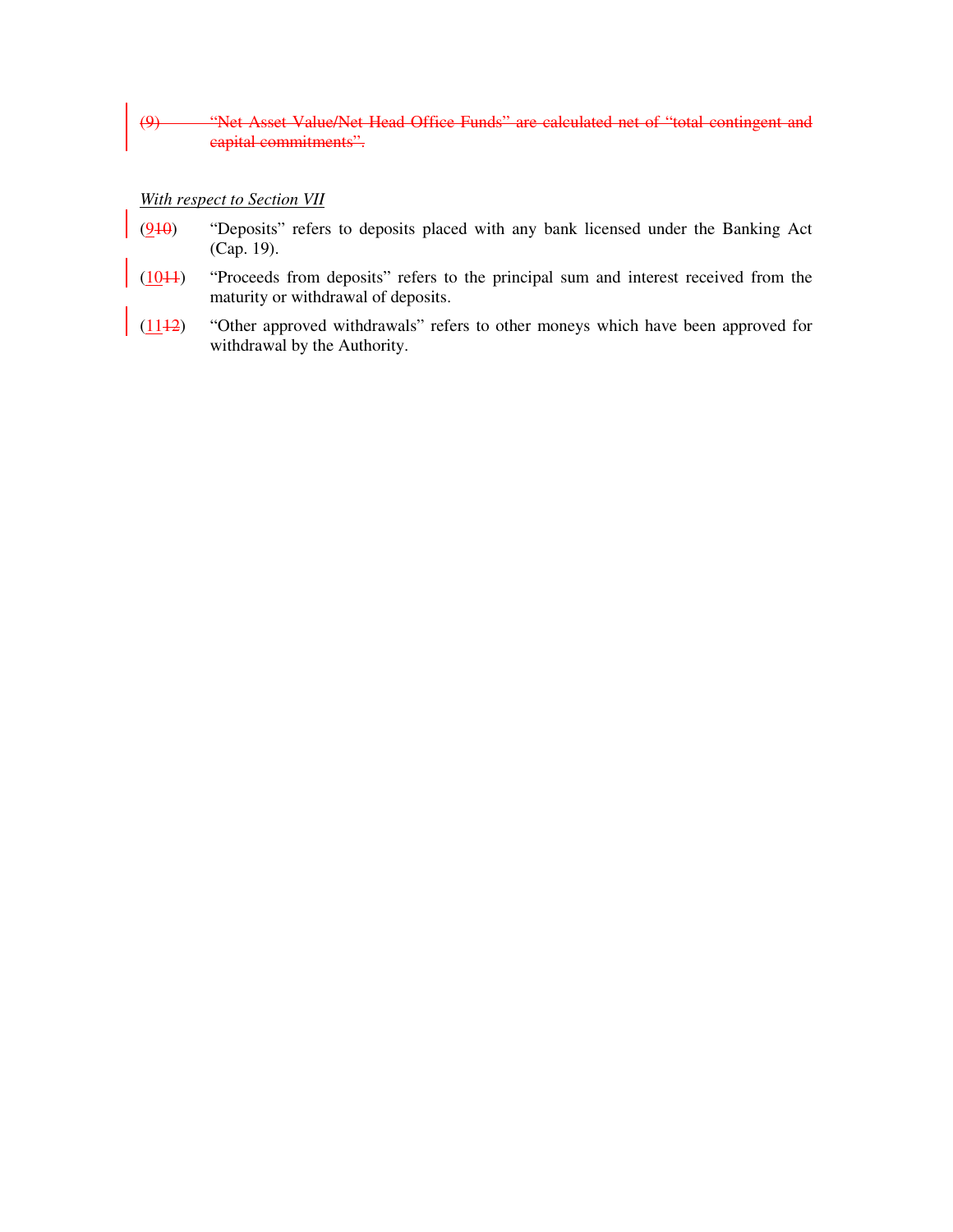~~(9) "Net Asset Value/Net Head Office Funds" are calculated net of "total contingent and capital commitments".~~

*With respect to Section VII*

(9~~10~~) "Deposits" refers to deposits placed with any bank licensed under the Banking Act (Cap. 19).

(10~~11~~) "Proceeds from deposits" refers to the principal sum and interest received from the maturity or withdrawal of deposits.

(11~~12~~) "Other approved withdrawals" refers to other moneys which have been approved for withdrawal by the Authority.